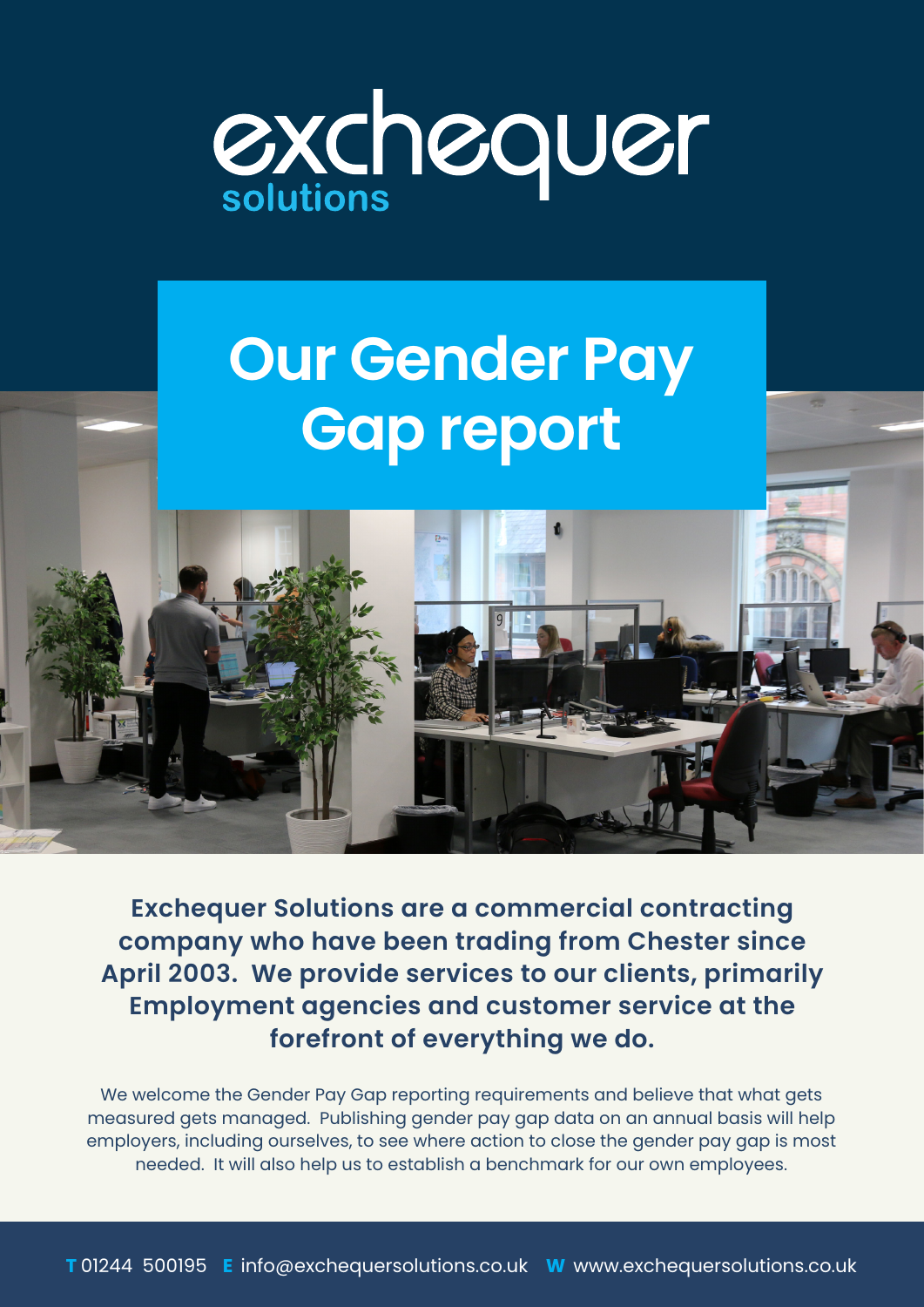exchequer solutions

# Our Gender Pay Gap report

**Exchequer Solutions are a commercial contracting company who have been trading from Chester since April 2003. We provide services to our clients, primarily Employment agencies and customer service at the forefront of everything we do.**

We welcome the Gender Pay Gap reporting requirements and believe that what gets measured gets managed. Publishing gender pay gap data on an annual basis will help employers, including ourselves, to see where action to close the gender pay gap is most needed. It will also help us to establish a benchmark for our own employees.

**T** 01244 500195 **E** info@exchequersolutions.co.uk **W** www.exchequersolutions.co.uk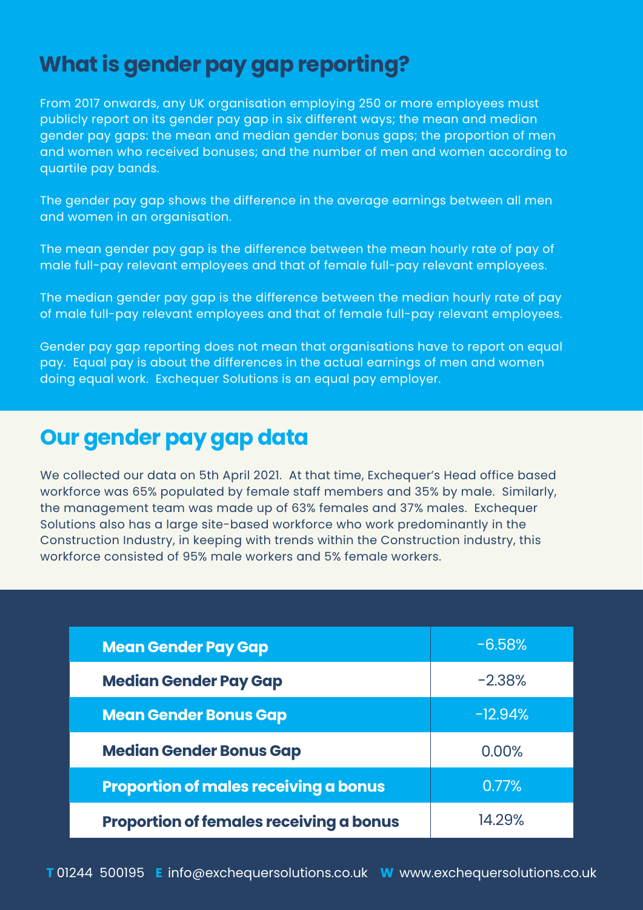## What is gender pay gap reporting?

From 2017 onwards, any UK organisation employing 250 or more employees must publicly report on its gender pay gap in six different ways; the mean and median gender pay gaps: the mean and median gender bonus gaps; the proportion of men and women who received bonuses; and the number of men and women according to quartile pay bands.

The gender pay gap shows the difference in the average earnings between all men and women in an organisation.

The mean gender pay gap is the difference between the mean hourly rate of pay of male full-pay relevant employees and that of female full-pay relevant employees.

The median gender pay gap is the difference between the median hourly rate of pay of male full-pay relevant employees and that of female full-pay relevant employees.

Gender pay gap reporting does not mean that organisations have to report on equal pay. Equal pay is about the differences in the actual earnings of men and women doing equal work. Exchequer Solutions is an equal pay employer.

## Our gender pay gap data

We collected our data on 5th April 2021. At that time, Exchequer's Head office based workforce was 65% populated by female staff members and 35% by male. Similarly, the management team was made up of 63% females and 37% males. Exchequer Solutions also has a large site-based workforce who work predominantly in the Construction Industry, in keeping with trends within the Construction industry, this workforce consisted of 95% male workers and 5% female workers.

| | |
|---|---|
| **Mean Gender Pay Gap** | -6.58% |
| **Median Gender Pay Gap** | -2.38% |
| **Mean Gender Bonus Gap** | -12.94% |
| **Median Gender Bonus Gap** | 0.00% |
| **Proportion of males receiving a bonus** | 0.77% |
| **Proportion of females receiving a bonus** | 14.29% |

**T** 01244 500195 **E** info@exchequersolutions.co.uk **W** www.exchequersolutions.co.uk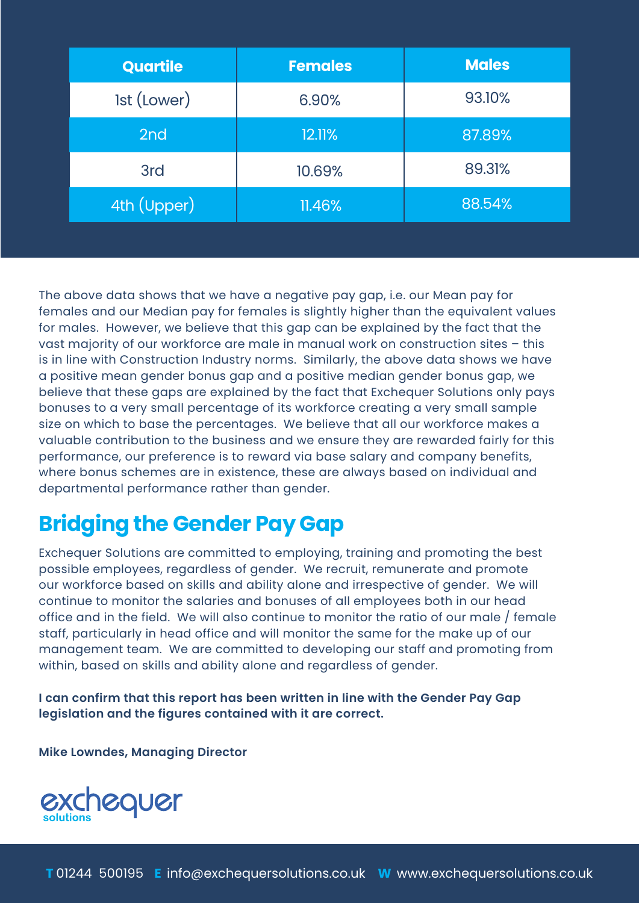| Quartile | Females | Males |
|---|---|---|
| 1st (Lower) | 6.90% | 93.10% |
| 2nd | 12.11% | 87.89% |
| 3rd | 10.69% | 89.31% |
| 4th (Upper) | 11.46% | 88.54% |

The above data shows that we have a negative pay gap, i.e. our Mean pay for females and our Median pay for females is slightly higher than the equivalent values for males. However, we believe that this gap can be explained by the fact that the vast majority of our workforce are male in manual work on construction sites – this is in line with Construction Industry norms. Similarly, the above data shows we have a positive mean gender bonus gap and a positive median gender bonus gap, we believe that these gaps are explained by the fact that Exchequer Solutions only pays bonuses to a very small percentage of its workforce creating a very small sample size on which to base the percentages. We believe that all our workforce makes a valuable contribution to the business and we ensure they are rewarded fairly for this performance, our preference is to reward via base salary and company benefits, where bonus schemes are in existence, these are always based on individual and departmental performance rather than gender.

## Bridging the Gender Pay Gap

Exchequer Solutions are committed to employing, training and promoting the best possible employees, regardless of gender. We recruit, remunerate and promote our workforce based on skills and ability alone and irrespective of gender. We will continue to monitor the salaries and bonuses of all employees both in our head office and in the field. We will also continue to monitor the ratio of our male / female staff, particularly in head office and will monitor the same for the make up of our management team. We are committed to developing our staff and promoting from within, based on skills and ability alone and regardless of gender.

**I can confirm that this report has been written in line with the Gender Pay Gap legislation and the figures contained with it are correct.**

**Mike Lowndes, Managing Director**

exchequer solutions

**T** 01244 500195 **E** info@exchequersolutions.co.uk **W** www.exchequersolutions.co.uk